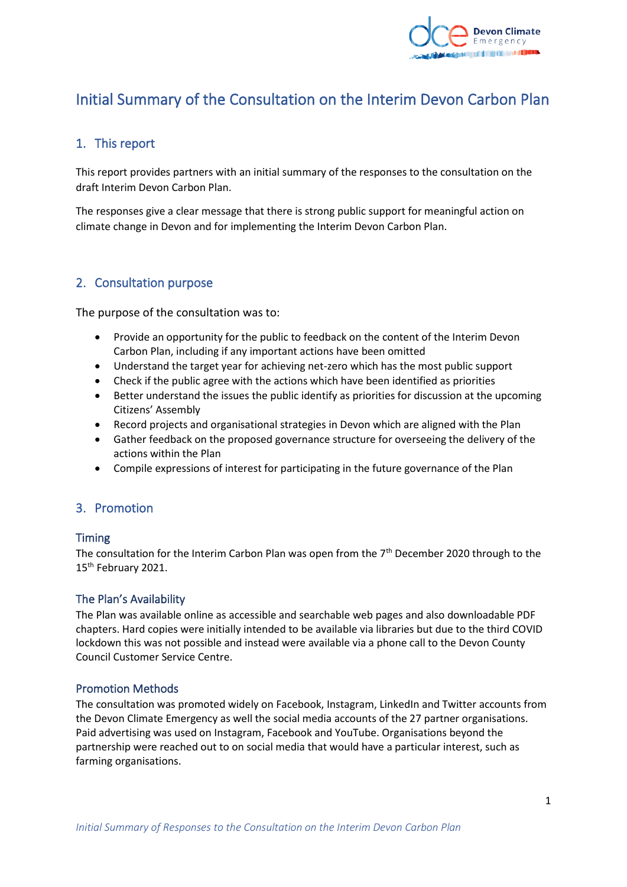# Initial Summary of the Consultation on the Interim Devon Carbon Plan

## 1. This report

This report provides partners with an initial summary of the responses to the consultation on the draft Interim Devon Carbon Plan.

The responses give a clear message that there is strong public support for meaningful action on climate change in Devon and for implementing the Interim Devon Carbon Plan.

## 2. Consultation purpose

The purpose of the consultation was to:

- Provide an opportunity for the public to feedback on the content of the Interim Devon Carbon Plan, including if any important actions have been omitted
- Understand the target year for achieving net-zero which has the most public support
- Check if the public agree with the actions which have been identified as priorities
- Better understand the issues the public identify as priorities for discussion at the upcoming Citizens' Assembly
- Record projects and organisational strategies in Devon which are aligned with the Plan
- Gather feedback on the proposed governance structure for overseeing the delivery of the actions within the Plan
- Compile expressions of interest for participating in the future governance of the Plan

## 3. Promotion

### Timing

The consultation for the Interim Carbon Plan was open from the 7th December 2020 through to the 15th February 2021.

### The Plan's Availability

The Plan was available online as accessible and searchable web pages and also downloadable PDF chapters. Hard copies were initially intended to be available via libraries but due to the third COVID lockdown this was not possible and instead were available via a phone call to the Devon County Council Customer Service Centre.

### Promotion Methods

The consultation was promoted widely on Facebook, Instagram, LinkedIn and Twitter accounts from the Devon Climate Emergency as well the social media accounts of the 27 partner organisations. Paid advertising was used on Instagram, Facebook and YouTube. Organisations beyond the partnership were reached out to on social media that would have a particular interest, such as farming organisations.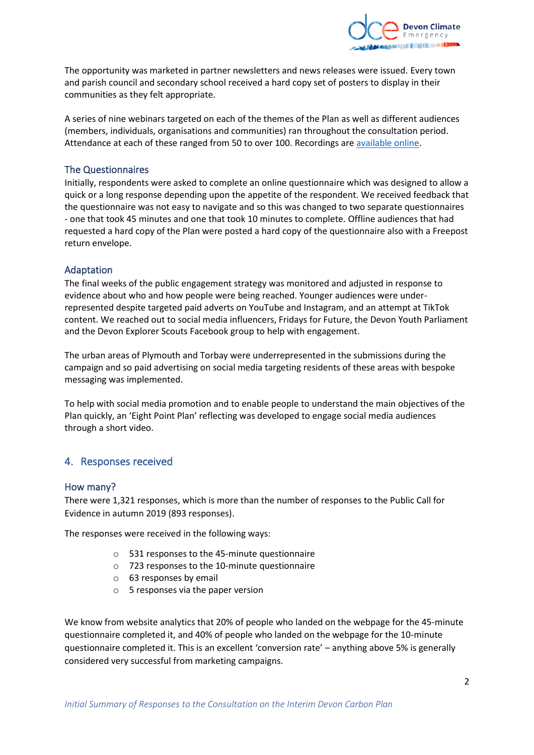The opportunity was marketed in partner newsletters and news releases were issued. Every town and parish council and secondary school received a hard copy set of posters to display in their communities as they felt appropriate.

A series of nine webinars targeted on each of the themes of the Plan as well as different audiences (members, individuals, organisations and communities) ran throughout the consultation period. Attendance at each of these ranged from 50 to over 100. Recordings are available online.

### The Questionnaires

Initially, respondents were asked to complete an online questionnaire which was designed to allow a quick or a long response depending upon the appetite of the respondent. We received feedback that the questionnaire was not easy to navigate and so this was changed to two separate questionnaires - one that took 45 minutes and one that took 10 minutes to complete. Offline audiences that had requested a hard copy of the Plan were posted a hard copy of the questionnaire also with a Freepost return envelope.

### Adaptation

The final weeks of the public engagement strategy was monitored and adjusted in response to evidence about who and how people were being reached. Younger audiences were under-represented despite targeted paid adverts on YouTube and Instagram, and an attempt at TikTok content. We reached out to social media influencers, Fridays for Future, the Devon Youth Parliament and the Devon Explorer Scouts Facebook group to help with engagement.

The urban areas of Plymouth and Torbay were underrepresented in the submissions during the campaign and so paid advertising on social media targeting residents of these areas with bespoke messaging was implemented.

To help with social media promotion and to enable people to understand the main objectives of the Plan quickly, an 'Eight Point Plan' reflecting was developed to engage social media audiences through a short video.

## 4. Responses received

### How many?

There were 1,321 responses, which is more than the number of responses to the Public Call for Evidence in autumn 2019 (893 responses).

The responses were received in the following ways:

- 531 responses to the 45-minute questionnaire
- 723 responses to the 10-minute questionnaire
- 63 responses by email
- 5 responses via the paper version

We know from website analytics that 20% of people who landed on the webpage for the 45-minute questionnaire completed it, and 40% of people who landed on the webpage for the 10-minute questionnaire completed it. This is an excellent 'conversion rate' – anything above 5% is generally considered very successful from marketing campaigns.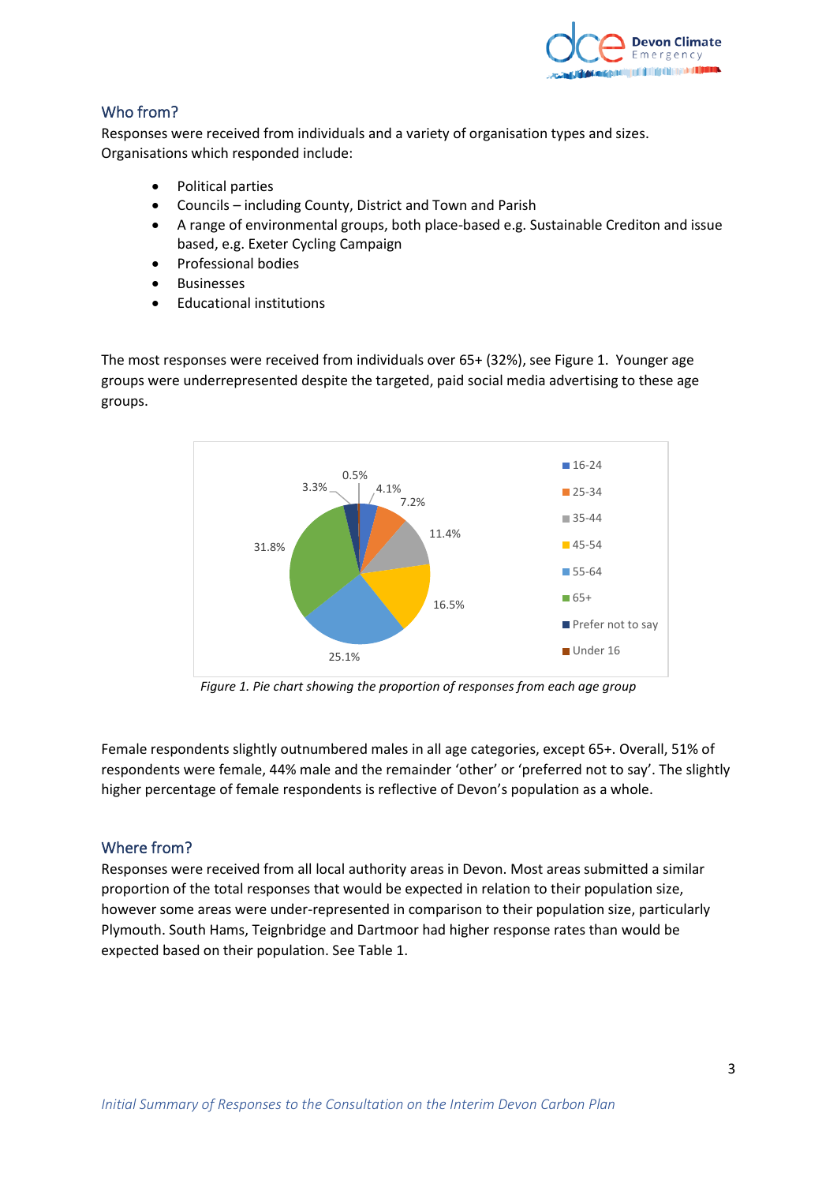## Who from?

Responses were received from individuals and a variety of organisation types and sizes. Organisations which responded include:

- Political parties
- Councils – including County, District and Town and Parish
- A range of environmental groups, both place-based e.g. Sustainable Crediton and issue based, e.g. Exeter Cycling Campaign
- Professional bodies
- Businesses
- Educational institutions

The most responses were received from individuals over 65+ (32%), see Figure 1. Younger age groups were underrepresented despite the targeted, paid social media advertising to these age groups.

*Figure 1. Pie chart showing the proportion of responses from each age group*

Female respondents slightly outnumbered males in all age categories, except 65+. Overall, 51% of respondents were female, 44% male and the remainder 'other' or 'preferred not to say'. The slightly higher percentage of female respondents is reflective of Devon's population as a whole.

## Where from?

Responses were received from all local authority areas in Devon. Most areas submitted a similar proportion of the total responses that would be expected in relation to their population size, however some areas were under-represented in comparison to their population size, particularly Plymouth. South Hams, Teignbridge and Dartmoor had higher response rates than would be expected based on their population. See Table 1.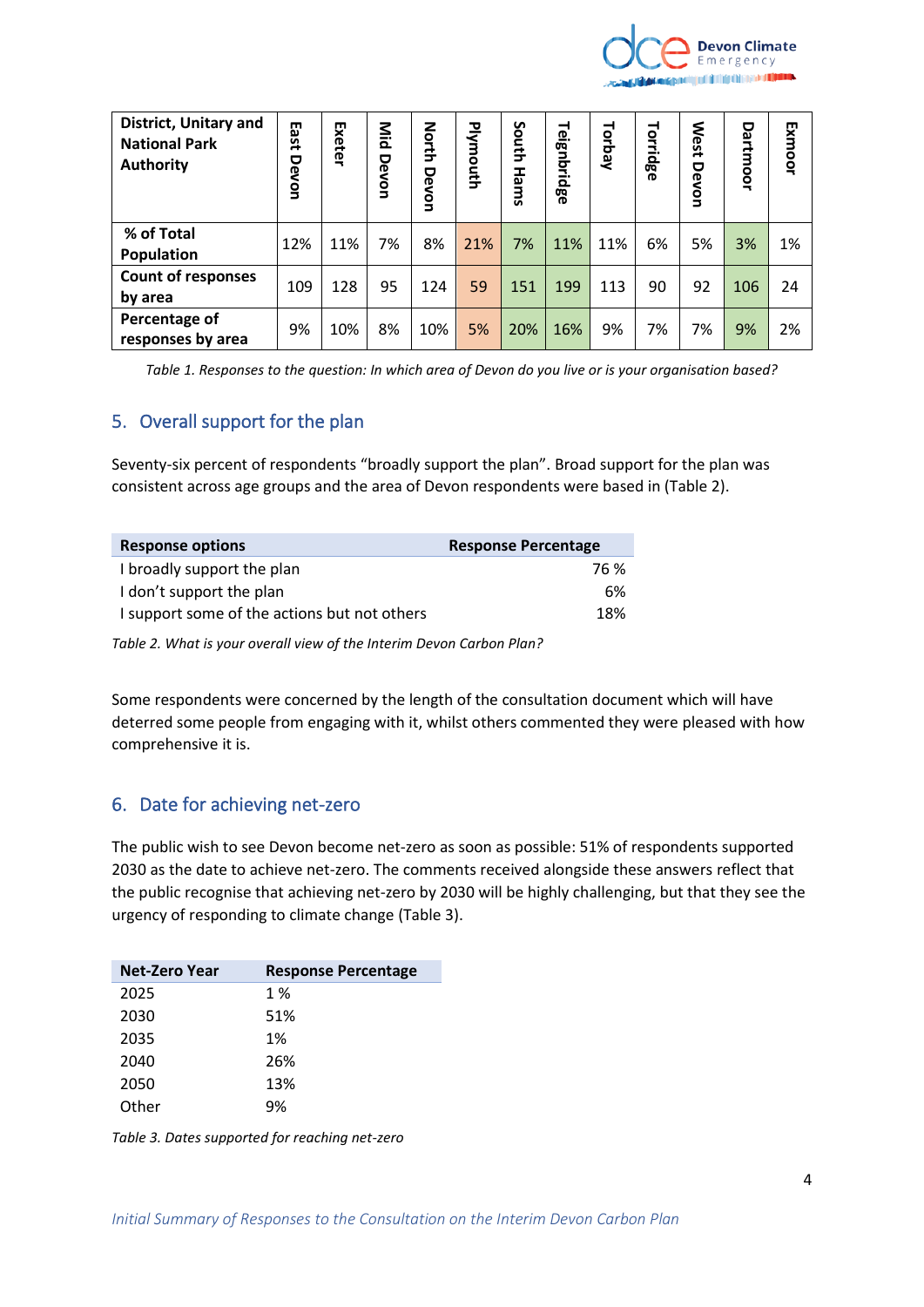| District, Unitary and National Park Authority | East Devon | Exeter | Mid Devon | North Devon | Plymouth | South Hams | Teignbridge | Torbay | Torridge | West Devon | Dartmoor | Exmoor |
|---|---|---|---|---|---|---|---|---|---|---|---|---|
| % of Total Population | 12% | 11% | 7% | 8% | 21% | 7% | 11% | 11% | 6% | 5% | 3% | 1% |
| Count of responses by area | 109 | 128 | 95 | 124 | 59 | 151 | 199 | 113 | 90 | 92 | 106 | 24 |
| Percentage of responses by area | 9% | 10% | 8% | 10% | 5% | 20% | 16% | 9% | 7% | 7% | 9% | 2% |

*Table 1. Responses to the question: In which area of Devon do you live or is your organisation based?*

## 5. Overall support for the plan

Seventy-six percent of respondents "broadly support the plan". Broad support for the plan was consistent across age groups and the area of Devon respondents were based in (Table 2).

| Response options | Response Percentage |
|---|---|
| I broadly support the plan | 76 % |
| I don't support the plan | 6% |
| I support some of the actions but not others | 18% |

*Table 2. What is your overall view of the Interim Devon Carbon Plan?*

Some respondents were concerned by the length of the consultation document which will have deterred some people from engaging with it, whilst others commented they were pleased with how comprehensive it is.

## 6. Date for achieving net-zero

The public wish to see Devon become net-zero as soon as possible: 51% of respondents supported 2030 as the date to achieve net-zero. The comments received alongside these answers reflect that the public recognise that achieving net-zero by 2030 will be highly challenging, but that they see the urgency of responding to climate change (Table 3).

| Net-Zero Year | Response Percentage |
|---|---|
| 2025 | 1 % |
| 2030 | 51% |
| 2035 | 1% |
| 2040 | 26% |
| 2050 | 13% |
| Other | 9% |

*Table 3. Dates supported for reaching net-zero*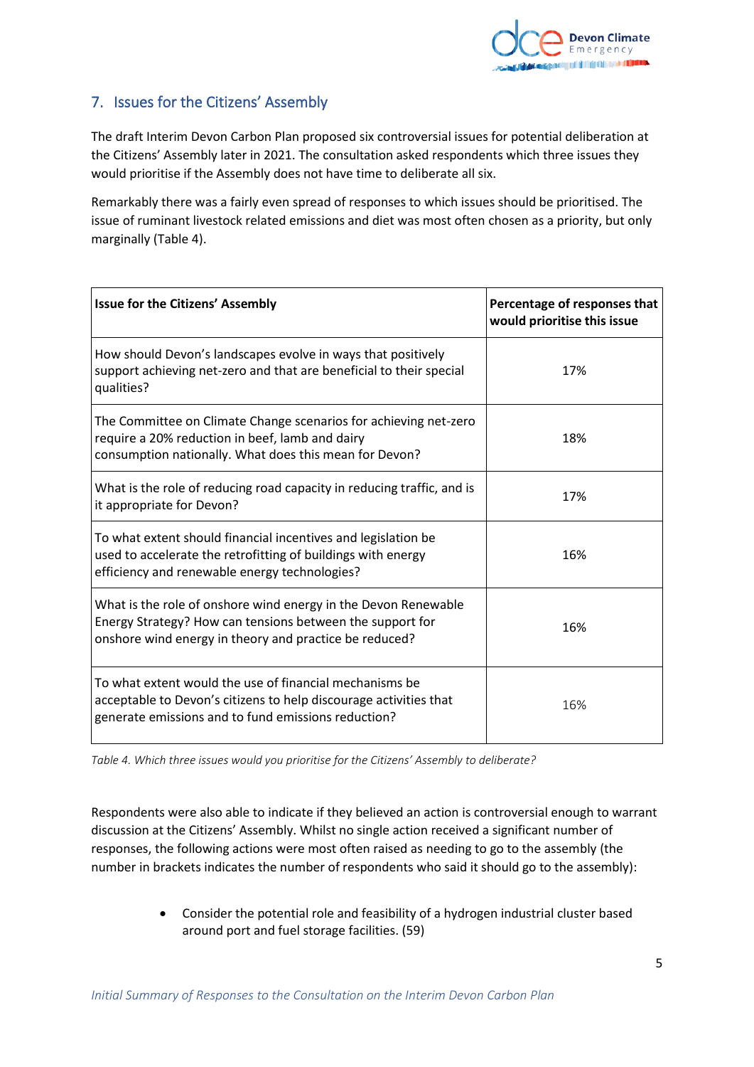## 7. Issues for the Citizens' Assembly

The draft Interim Devon Carbon Plan proposed six controversial issues for potential deliberation at the Citizens' Assembly later in 2021. The consultation asked respondents which three issues they would prioritise if the Assembly does not have time to deliberate all six.

Remarkably there was a fairly even spread of responses to which issues should be prioritised. The issue of ruminant livestock related emissions and diet was most often chosen as a priority, but only marginally (Table 4).

| Issue for the Citizens' Assembly | Percentage of responses that would prioritise this issue |
|---|---|
| How should Devon's landscapes evolve in ways that positively support achieving net-zero and that are beneficial to their special qualities? | 17% |
| The Committee on Climate Change scenarios for achieving net-zero require a 20% reduction in beef, lamb and dairy consumption nationally. What does this mean for Devon? | 18% |
| What is the role of reducing road capacity in reducing traffic, and is it appropriate for Devon? | 17% |
| To what extent should financial incentives and legislation be used to accelerate the retrofitting of buildings with energy efficiency and renewable energy technologies? | 16% |
| What is the role of onshore wind energy in the Devon Renewable Energy Strategy? How can tensions between the support for onshore wind energy in theory and practice be reduced? | 16% |
| To what extent would the use of financial mechanisms be acceptable to Devon's citizens to help discourage activities that generate emissions and to fund emissions reduction? | 16% |

*Table 4. Which three issues would you prioritise for the Citizens' Assembly to deliberate?*

Respondents were also able to indicate if they believed an action is controversial enough to warrant discussion at the Citizens' Assembly. Whilst no single action received a significant number of responses, the following actions were most often raised as needing to go to the assembly (the number in brackets indicates the number of respondents who said it should go to the assembly):

- Consider the potential role and feasibility of a hydrogen industrial cluster based around port and fuel storage facilities. (59)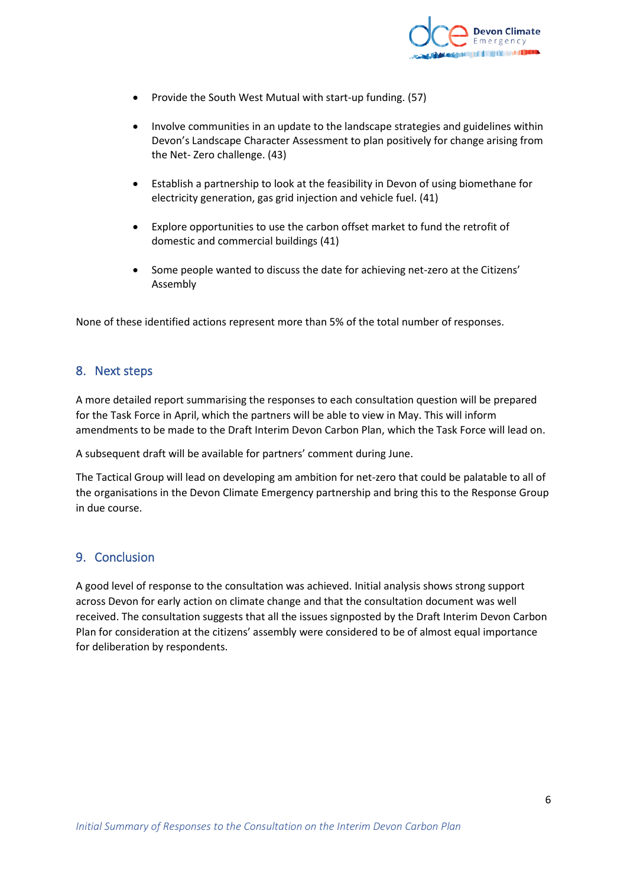- Provide the South West Mutual with start-up funding. (57)
- Involve communities in an update to the landscape strategies and guidelines within Devon's Landscape Character Assessment to plan positively for change arising from the Net- Zero challenge. (43)
- Establish a partnership to look at the feasibility in Devon of using biomethane for electricity generation, gas grid injection and vehicle fuel. (41)
- Explore opportunities to use the carbon offset market to fund the retrofit of domestic and commercial buildings (41)
- Some people wanted to discuss the date for achieving net-zero at the Citizens' Assembly

None of these identified actions represent more than 5% of the total number of responses.

## 8. Next steps

A more detailed report summarising the responses to each consultation question will be prepared for the Task Force in April, which the partners will be able to view in May. This will inform amendments to be made to the Draft Interim Devon Carbon Plan, which the Task Force will lead on.

A subsequent draft will be available for partners' comment during June.

The Tactical Group will lead on developing am ambition for net-zero that could be palatable to all of the organisations in the Devon Climate Emergency partnership and bring this to the Response Group in due course.

## 9. Conclusion

A good level of response to the consultation was achieved. Initial analysis shows strong support across Devon for early action on climate change and that the consultation document was well received. The consultation suggests that all the issues signposted by the Draft Interim Devon Carbon Plan for consideration at the citizens' assembly were considered to be of almost equal importance for deliberation by respondents.